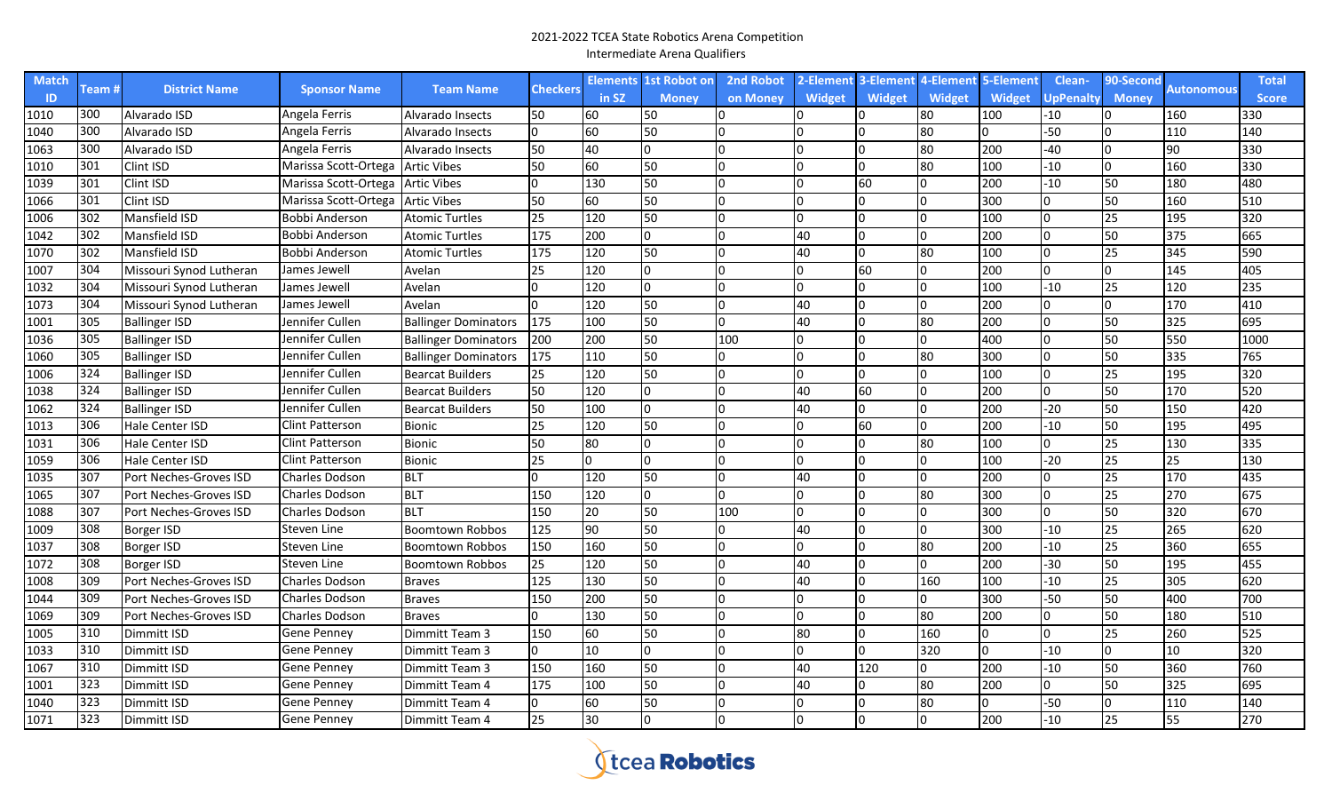# 2021-2022 TCEA State Robotics Arena Competition

## Intermediate Arena Qualifiers

| Match ID | Team # | District Name | Sponsor Name | Team Name | Checkers | Elements in SZ | 1st Robot on Money | 2nd Robot on Money | 2-Element Widget | 3-Element Widget | 4-Element Widget | 5-Element Widget | Clean-UpPenalty | 90-Second Money | Autonomous | Total Score |
|---|---|---|---|---|---|---|---|---|---|---|---|---|---|---|---|---|
| 1010 | 300 | Alvarado ISD | Angela Ferris | Alvarado Insects | 50 | 60 | 50 | 0 | 0 | 0 | 80 | 100 | -10 | 0 | 160 | 330 |
| 1040 | 300 | Alvarado ISD | Angela Ferris | Alvarado Insects | 0 | 60 | 50 | 0 | 0 | 0 | 80 | 0 | -50 | 0 | 110 | 140 |
| 1063 | 300 | Alvarado ISD | Angela Ferris | Alvarado Insects | 50 | 40 | 0 | 0 | 0 | 0 | 80 | 200 | -40 | 0 | 90 | 330 |
| 1010 | 301 | Clint ISD | Marissa Scott-Ortega | Artic Vibes | 50 | 60 | 50 | 0 | 0 | 0 | 80 | 100 | -10 | 0 | 160 | 330 |
| 1039 | 301 | Clint ISD | Marissa Scott-Ortega | Artic Vibes | 0 | 130 | 50 | 0 | 0 | 60 | 0 | 200 | -10 | 50 | 180 | 480 |
| 1066 | 301 | Clint ISD | Marissa Scott-Ortega | Artic Vibes | 50 | 60 | 50 | 0 | 0 | 0 | 0 | 300 | 0 | 50 | 160 | 510 |
| 1006 | 302 | Mansfield ISD | Bobbi Anderson | Atomic Turtles | 25 | 120 | 50 | 0 | 0 | 0 | 0 | 100 | 0 | 25 | 195 | 320 |
| 1042 | 302 | Mansfield ISD | Bobbi Anderson | Atomic Turtles | 175 | 200 | 0 | 0 | 40 | 0 | 0 | 200 | 0 | 50 | 375 | 665 |
| 1070 | 302 | Mansfield ISD | Bobbi Anderson | Atomic Turtles | 175 | 120 | 50 | 0 | 40 | 0 | 80 | 100 | 0 | 25 | 345 | 590 |
| 1007 | 304 | Missouri Synod Lutheran | James Jewell | Avelan | 25 | 120 | 0 | 0 | 0 | 60 | 0 | 200 | 0 | 0 | 145 | 405 |
| 1032 | 304 | Missouri Synod Lutheran | James Jewell | Avelan | 0 | 120 | 0 | 0 | 0 | 0 | 0 | 100 | -10 | 25 | 120 | 235 |
| 1073 | 304 | Missouri Synod Lutheran | James Jewell | Avelan | 0 | 120 | 50 | 0 | 40 | 0 | 0 | 200 | 0 | 0 | 170 | 410 |
| 1001 | 305 | Ballinger ISD | Jennifer Cullen | Ballinger Dominators | 175 | 100 | 50 | 0 | 40 | 0 | 80 | 200 | 0 | 50 | 325 | 695 |
| 1036 | 305 | Ballinger ISD | Jennifer Cullen | Ballinger Dominators | 200 | 200 | 50 | 100 | 0 | 0 | 0 | 400 | 0 | 50 | 550 | 1000 |
| 1060 | 305 | Ballinger ISD | Jennifer Cullen | Ballinger Dominators | 175 | 110 | 50 | 0 | 0 | 0 | 80 | 300 | 0 | 50 | 335 | 765 |
| 1006 | 324 | Ballinger ISD | Jennifer Cullen | Bearcat Builders | 25 | 120 | 50 | 0 | 0 | 0 | 0 | 100 | 0 | 25 | 195 | 320 |
| 1038 | 324 | Ballinger ISD | Jennifer Cullen | Bearcat Builders | 50 | 120 | 0 | 0 | 40 | 60 | 0 | 200 | 0 | 50 | 170 | 520 |
| 1062 | 324 | Ballinger ISD | Jennifer Cullen | Bearcat Builders | 50 | 100 | 0 | 0 | 40 | 0 | 0 | 200 | -20 | 50 | 150 | 420 |
| 1013 | 306 | Hale Center ISD | Clint Patterson | Bionic | 25 | 120 | 50 | 0 | 0 | 60 | 0 | 200 | -10 | 50 | 195 | 495 |
| 1031 | 306 | Hale Center ISD | Clint Patterson | Bionic | 50 | 80 | 0 | 0 | 0 | 0 | 80 | 100 | 0 | 25 | 130 | 335 |
| 1059 | 306 | Hale Center ISD | Clint Patterson | Bionic | 25 | 0 | 0 | 0 | 0 | 0 | 0 | 100 | -20 | 25 | 25 | 130 |
| 1035 | 307 | Port Neches-Groves ISD | Charles Dodson | BLT | 0 | 120 | 50 | 0 | 40 | 0 | 0 | 200 | 0 | 25 | 170 | 435 |
| 1065 | 307 | Port Neches-Groves ISD | Charles Dodson | BLT | 150 | 120 | 0 | 0 | 0 | 0 | 80 | 300 | 0 | 25 | 270 | 675 |
| 1088 | 307 | Port Neches-Groves ISD | Charles Dodson | BLT | 150 | 20 | 50 | 100 | 0 | 0 | 0 | 300 | 0 | 50 | 320 | 670 |
| 1009 | 308 | Borger ISD | Steven Line | Boomtown Robbos | 125 | 90 | 50 | 0 | 40 | 0 | 0 | 300 | -10 | 25 | 265 | 620 |
| 1037 | 308 | Borger ISD | Steven Line | Boomtown Robbos | 150 | 160 | 50 | 0 | 0 | 0 | 80 | 200 | -10 | 25 | 360 | 655 |
| 1072 | 308 | Borger ISD | Steven Line | Boomtown Robbos | 25 | 120 | 50 | 0 | 40 | 0 | 0 | 200 | -30 | 50 | 195 | 455 |
| 1008 | 309 | Port Neches-Groves ISD | Charles Dodson | Braves | 125 | 130 | 50 | 0 | 40 | 0 | 160 | 100 | -10 | 25 | 305 | 620 |
| 1044 | 309 | Port Neches-Groves ISD | Charles Dodson | Braves | 150 | 200 | 50 | 0 | 0 | 0 | 0 | 300 | -50 | 50 | 400 | 700 |
| 1069 | 309 | Port Neches-Groves ISD | Charles Dodson | Braves | 0 | 130 | 50 | 0 | 0 | 0 | 80 | 200 | 0 | 50 | 180 | 510 |
| 1005 | 310 | Dimmitt ISD | Gene Penney | Dimmitt Team 3 | 150 | 60 | 50 | 0 | 80 | 0 | 160 | 0 | 0 | 25 | 260 | 525 |
| 1033 | 310 | Dimmitt ISD | Gene Penney | Dimmitt Team 3 | 0 | 10 | 0 | 0 | 0 | 0 | 320 | 0 | -10 | 0 | 10 | 320 |
| 1067 | 310 | Dimmitt ISD | Gene Penney | Dimmitt Team 3 | 150 | 160 | 50 | 0 | 40 | 120 | 0 | 200 | -10 | 50 | 360 | 760 |
| 1001 | 323 | Dimmitt ISD | Gene Penney | Dimmitt Team 4 | 175 | 100 | 50 | 0 | 40 | 0 | 80 | 200 | 0 | 50 | 325 | 695 |
| 1040 | 323 | Dimmitt ISD | Gene Penney | Dimmitt Team 4 | 0 | 60 | 50 | 0 | 0 | 0 | 80 | 0 | -50 | 0 | 110 | 140 |
| 1071 | 323 | Dimmitt ISD | Gene Penney | Dimmitt Team 4 | 25 | 30 | 0 | 0 | 0 | 0 | 0 | 200 | -10 | 25 | 55 | 270 |

tcea Robotics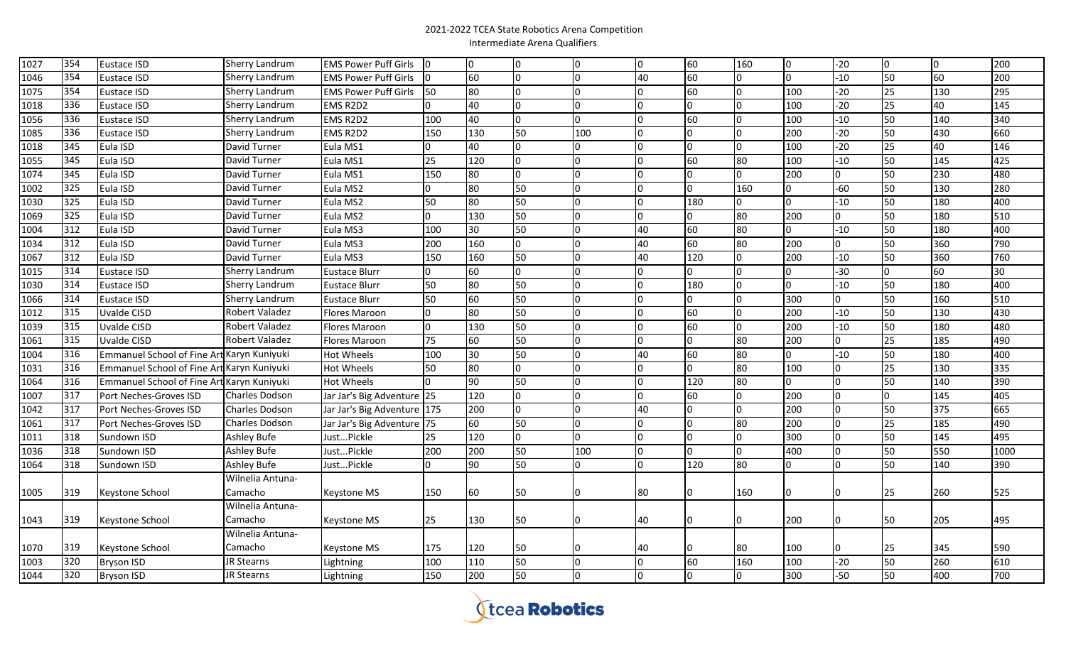2021-2022 TCEA State Robotics Arena Competition
Intermediate Arena Qualifiers

| | | | | | | | | | | | | | | | | | |
|---|---|---|---|---|---|---|---|---|---|---|---|---|---|---|---|---|---|
| 1027 | 354 | Eustace ISD | Sherry Landrum | EMS Power Puff Girls | 0 | 0 | 0 | 0 | 0 | 60 | 160 | 0 | -20 | 0 | 0 | 200 |
| 1046 | 354 | Eustace ISD | Sherry Landrum | EMS Power Puff Girls | 0 | 60 | 0 | 0 | 40 | 60 | 0 | 0 | -10 | 50 | 60 | 200 |
| 1075 | 354 | Eustace ISD | Sherry Landrum | EMS Power Puff Girls | 50 | 80 | 0 | 0 | 0 | 60 | 0 | 100 | -20 | 25 | 130 | 295 |
| 1018 | 336 | Eustace ISD | Sherry Landrum | EMS R2D2 | 0 | 40 | 0 | 0 | 0 | 0 | 0 | 100 | -20 | 25 | 40 | 145 |
| 1056 | 336 | Eustace ISD | Sherry Landrum | EMS R2D2 | 100 | 40 | 0 | 0 | 0 | 60 | 0 | 100 | -10 | 50 | 140 | 340 |
| 1085 | 336 | Eustace ISD | Sherry Landrum | EMS R2D2 | 150 | 130 | 50 | 100 | 0 | 0 | 0 | 200 | -20 | 50 | 430 | 660 |
| 1018 | 345 | Eula ISD | David Turner | Eula MS1 | 0 | 40 | 0 | 0 | 0 | 0 | 0 | 100 | -20 | 25 | 40 | 146 |
| 1055 | 345 | Eula ISD | David Turner | Eula MS1 | 25 | 120 | 0 | 0 | 0 | 60 | 80 | 100 | -10 | 50 | 145 | 425 |
| 1074 | 345 | Eula ISD | David Turner | Eula MS1 | 150 | 80 | 0 | 0 | 0 | 0 | 0 | 200 | 0 | 50 | 230 | 480 |
| 1002 | 325 | Eula ISD | David Turner | Eula MS2 | 0 | 80 | 50 | 0 | 0 | 0 | 160 | 0 | -60 | 50 | 130 | 280 |
| 1030 | 325 | Eula ISD | David Turner | Eula MS2 | 50 | 80 | 50 | 0 | 0 | 180 | 0 | 0 | -10 | 50 | 180 | 400 |
| 1069 | 325 | Eula ISD | David Turner | Eula MS2 | 0 | 130 | 50 | 0 | 0 | 0 | 80 | 200 | 0 | 50 | 180 | 510 |
| 1004 | 312 | Eula ISD | David Turner | Eula MS3 | 100 | 30 | 50 | 0 | 40 | 60 | 80 | 0 | -10 | 50 | 180 | 400 |
| 1034 | 312 | Eula ISD | David Turner | Eula MS3 | 200 | 160 | 0 | 0 | 40 | 60 | 80 | 200 | 0 | 50 | 360 | 790 |
| 1067 | 312 | Eula ISD | David Turner | Eula MS3 | 150 | 160 | 50 | 0 | 40 | 120 | 0 | 200 | -10 | 50 | 360 | 760 |
| 1015 | 314 | Eustace ISD | Sherry Landrum | Eustace Blurr | 0 | 60 | 0 | 0 | 0 | 0 | 0 | 0 | -30 | 0 | 60 | 30 |
| 1030 | 314 | Eustace ISD | Sherry Landrum | Eustace Blurr | 50 | 80 | 50 | 0 | 0 | 180 | 0 | 0 | -10 | 50 | 180 | 400 |
| 1066 | 314 | Eustace ISD | Sherry Landrum | Eustace Blurr | 50 | 60 | 50 | 0 | 0 | 0 | 0 | 300 | 0 | 50 | 160 | 510 |
| 1012 | 315 | Uvalde CISD | Robert Valadez | Flores Maroon | 0 | 80 | 50 | 0 | 0 | 60 | 0 | 200 | -10 | 50 | 130 | 430 |
| 1039 | 315 | Uvalde CISD | Robert Valadez | Flores Maroon | 0 | 130 | 50 | 0 | 0 | 60 | 0 | 200 | -10 | 50 | 180 | 480 |
| 1061 | 315 | Uvalde CISD | Robert Valadez | Flores Maroon | 75 | 60 | 50 | 0 | 0 | 0 | 80 | 200 | 0 | 25 | 185 | 490 |
| 1004 | 316 | Emmanuel School of Fine Art | Karyn Kuniyuki | Hot Wheels | 100 | 30 | 50 | 0 | 40 | 60 | 80 | 0 | -10 | 50 | 180 | 400 |
| 1031 | 316 | Emmanuel School of Fine Art | Karyn Kuniyuki | Hot Wheels | 50 | 80 | 0 | 0 | 0 | 0 | 80 | 100 | 0 | 25 | 130 | 335 |
| 1064 | 316 | Emmanuel School of Fine Art | Karyn Kuniyuki | Hot Wheels | 0 | 90 | 50 | 0 | 0 | 120 | 80 | 0 | 0 | 50 | 140 | 390 |
| 1007 | 317 | Port Neches-Groves ISD | Charles Dodson | Jar Jar's Big Adventure | 25 | 120 | 0 | 0 | 0 | 60 | 0 | 200 | 0 | 0 | 145 | 405 |
| 1042 | 317 | Port Neches-Groves ISD | Charles Dodson | Jar Jar's Big Adventure | 175 | 200 | 0 | 0 | 40 | 0 | 0 | 200 | 0 | 50 | 375 | 665 |
| 1061 | 317 | Port Neches-Groves ISD | Charles Dodson | Jar Jar's Big Adventure | 75 | 60 | 50 | 0 | 0 | 0 | 80 | 200 | 0 | 25 | 185 | 490 |
| 1011 | 318 | Sundown ISD | Ashley Bufe | Just...Pickle | 25 | 120 | 0 | 0 | 0 | 0 | 0 | 300 | 0 | 50 | 145 | 495 |
| 1036 | 318 | Sundown ISD | Ashley Bufe | Just...Pickle | 200 | 200 | 50 | 100 | 0 | 0 | 0 | 400 | 0 | 50 | 550 | 1000 |
| 1064 | 318 | Sundown ISD | Ashley Bufe | Just...Pickle | 0 | 90 | 50 | 0 | 0 | 120 | 80 | 0 | 0 | 50 | 140 | 390 |
| 1005 | 319 | Keystone School | Wilnelia Antuna-Camacho | Keystone MS | 150 | 60 | 50 | 0 | 80 | 0 | 160 | 0 | 0 | 25 | 260 | 525 |
| 1043 | 319 | Keystone School | Wilnelia Antuna-Camacho | Keystone MS | 25 | 130 | 50 | 0 | 40 | 0 | 0 | 200 | 0 | 50 | 205 | 495 |
| 1070 | 319 | Keystone School | Wilnelia Antuna-Camacho | Keystone MS | 175 | 120 | 50 | 0 | 40 | 0 | 80 | 100 | 0 | 25 | 345 | 590 |
| 1003 | 320 | Bryson ISD | JR Stearns | Lightning | 100 | 110 | 50 | 0 | 0 | 60 | 160 | 100 | -20 | 50 | 260 | 610 |
| 1044 | 320 | Bryson ISD | JR Stearns | Lightning | 150 | 200 | 50 | 0 | 0 | 0 | 0 | 300 | -50 | 50 | 400 | 700 |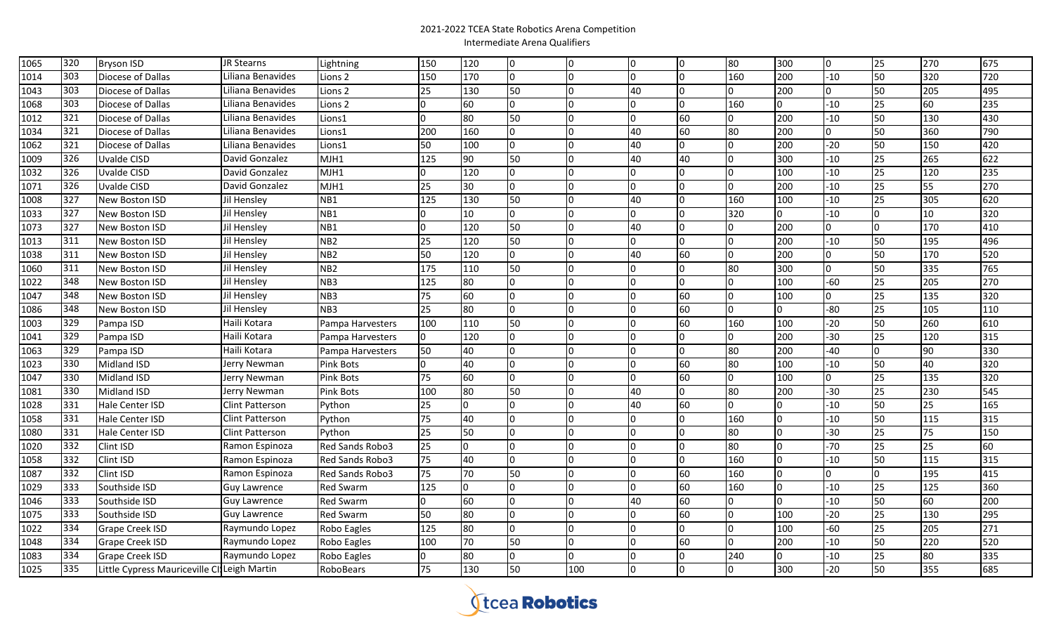2021-2022 TCEA State Robotics Arena Competition

Intermediate Arena Qualifiers

| | | | | | | | | | | | | | | | | | |
|---|---|---|---|---|---|---|---|---|---|---|---|---|---|---|---|---|---|
| 1065 | 320 | Bryson ISD | JR Stearns | Lightning | 150 | 120 | 0 | 0 | 0 | 0 | 80 | 300 | 0 | 25 | 270 | 675 |
| 1014 | 303 | Diocese of Dallas | Liliana Benavides | Lions 2 | 150 | 170 | 0 | 0 | 0 | 0 | 160 | 200 | -10 | 50 | 320 | 720 |
| 1043 | 303 | Diocese of Dallas | Liliana Benavides | Lions 2 | 25 | 130 | 50 | 0 | 40 | 0 | 0 | 200 | 0 | 50 | 205 | 495 |
| 1068 | 303 | Diocese of Dallas | Liliana Benavides | Lions 2 | 0 | 60 | 0 | 0 | 0 | 0 | 160 | 0 | -10 | 25 | 60 | 235 |
| 1012 | 321 | Diocese of Dallas | Liliana Benavides | Lions1 | 0 | 80 | 50 | 0 | 0 | 60 | 0 | 200 | -10 | 50 | 130 | 430 |
| 1034 | 321 | Diocese of Dallas | Liliana Benavides | Lions1 | 200 | 160 | 0 | 0 | 40 | 60 | 80 | 200 | 0 | 50 | 360 | 790 |
| 1062 | 321 | Diocese of Dallas | Liliana Benavides | Lions1 | 50 | 100 | 0 | 0 | 40 | 0 | 0 | 200 | -20 | 50 | 150 | 420 |
| 1009 | 326 | Uvalde CISD | David Gonzalez | MJH1 | 125 | 90 | 50 | 0 | 40 | 40 | 0 | 300 | -10 | 25 | 265 | 622 |
| 1032 | 326 | Uvalde CISD | David Gonzalez | MJH1 | 0 | 120 | 0 | 0 | 0 | 0 | 0 | 100 | -10 | 25 | 120 | 235 |
| 1071 | 326 | Uvalde CISD | David Gonzalez | MJH1 | 25 | 30 | 0 | 0 | 0 | 0 | 0 | 200 | -10 | 25 | 55 | 270 |
| 1008 | 327 | New Boston ISD | Jil Hensley | NB1 | 125 | 130 | 50 | 0 | 40 | 0 | 160 | 100 | -10 | 25 | 305 | 620 |
| 1033 | 327 | New Boston ISD | Jil Hensley | NB1 | 0 | 10 | 0 | 0 | 0 | 0 | 320 | 0 | -10 | 0 | 10 | 320 |
| 1073 | 327 | New Boston ISD | Jil Hensley | NB1 | 0 | 120 | 50 | 0 | 40 | 0 | 0 | 200 | 0 | 0 | 170 | 410 |
| 1013 | 311 | New Boston ISD | Jil Hensley | NB2 | 25 | 120 | 50 | 0 | 0 | 0 | 0 | 200 | -10 | 50 | 195 | 496 |
| 1038 | 311 | New Boston ISD | Jil Hensley | NB2 | 50 | 120 | 0 | 0 | 40 | 60 | 0 | 200 | 0 | 50 | 170 | 520 |
| 1060 | 311 | New Boston ISD | Jil Hensley | NB2 | 175 | 110 | 50 | 0 | 0 | 0 | 80 | 300 | 0 | 50 | 335 | 765 |
| 1022 | 348 | New Boston ISD | Jil Hensley | NB3 | 125 | 80 | 0 | 0 | 0 | 0 | 0 | 100 | -60 | 25 | 205 | 270 |
| 1047 | 348 | New Boston ISD | Jil Hensley | NB3 | 75 | 60 | 0 | 0 | 0 | 60 | 0 | 100 | 0 | 25 | 135 | 320 |
| 1086 | 348 | New Boston ISD | Jil Hensley | NB3 | 25 | 80 | 0 | 0 | 0 | 60 | 0 | 0 | -80 | 25 | 105 | 110 |
| 1003 | 329 | Pampa ISD | Haili Kotara | Pampa Harvesters | 100 | 110 | 50 | 0 | 0 | 60 | 160 | 100 | -20 | 50 | 260 | 610 |
| 1041 | 329 | Pampa ISD | Haili Kotara | Pampa Harvesters | 0 | 120 | 0 | 0 | 0 | 0 | 0 | 200 | -30 | 25 | 120 | 315 |
| 1063 | 329 | Pampa ISD | Haili Kotara | Pampa Harvesters | 50 | 40 | 0 | 0 | 0 | 0 | 80 | 200 | -40 | 0 | 90 | 330 |
| 1023 | 330 | Midland ISD | Jerry Newman | Pink Bots | 0 | 40 | 0 | 0 | 0 | 60 | 80 | 100 | -10 | 50 | 40 | 320 |
| 1047 | 330 | Midland ISD | Jerry Newman | Pink Bots | 75 | 60 | 0 | 0 | 0 | 60 | 0 | 100 | 0 | 25 | 135 | 320 |
| 1081 | 330 | Midland ISD | Jerry Newman | Pink Bots | 100 | 80 | 50 | 0 | 40 | 0 | 80 | 200 | -30 | 25 | 230 | 545 |
| 1028 | 331 | Hale Center ISD | Clint Patterson | Python | 25 | 0 | 0 | 0 | 40 | 60 | 0 | 0 | -10 | 50 | 25 | 165 |
| 1058 | 331 | Hale Center ISD | Clint Patterson | Python | 75 | 40 | 0 | 0 | 0 | 0 | 160 | 0 | -10 | 50 | 115 | 315 |
| 1080 | 331 | Hale Center ISD | Clint Patterson | Python | 25 | 50 | 0 | 0 | 0 | 0 | 80 | 0 | -30 | 25 | 75 | 150 |
| 1020 | 332 | Clint ISD | Ramon Espinoza | Red Sands Robo3 | 25 | 0 | 0 | 0 | 0 | 0 | 80 | 0 | -70 | 25 | 25 | 60 |
| 1058 | 332 | Clint ISD | Ramon Espinoza | Red Sands Robo3 | 75 | 40 | 0 | 0 | 0 | 0 | 160 | 0 | -10 | 50 | 115 | 315 |
| 1087 | 332 | Clint ISD | Ramon Espinoza | Red Sands Robo3 | 75 | 70 | 50 | 0 | 0 | 60 | 160 | 0 | 0 | 0 | 195 | 415 |
| 1029 | 333 | Southside ISD | Guy Lawrence | Red Swarm | 125 | 0 | 0 | 0 | 0 | 60 | 160 | 0 | -10 | 25 | 125 | 360 |
| 1046 | 333 | Southside ISD | Guy Lawrence | Red Swarm | 0 | 60 | 0 | 0 | 40 | 60 | 0 | 0 | -10 | 50 | 60 | 200 |
| 1075 | 333 | Southside ISD | Guy Lawrence | Red Swarm | 50 | 80 | 0 | 0 | 0 | 60 | 0 | 100 | -20 | 25 | 130 | 295 |
| 1022 | 334 | Grape Creek ISD | Raymundo Lopez | Robo Eagles | 125 | 80 | 0 | 0 | 0 | 0 | 0 | 100 | -60 | 25 | 205 | 271 |
| 1048 | 334 | Grape Creek ISD | Raymundo Lopez | Robo Eagles | 100 | 70 | 50 | 0 | 0 | 60 | 0 | 200 | -10 | 50 | 220 | 520 |
| 1083 | 334 | Grape Creek ISD | Raymundo Lopez | Robo Eagles | 0 | 80 | 0 | 0 | 0 | 0 | 240 | 0 | -10 | 25 | 80 | 335 |
| 1025 | 335 | Little Cypress Mauriceville CI | Leigh Martin | RoboBears | 75 | 130 | 50 | 100 | 0 | 0 | 0 | 300 | -20 | 50 | 355 | 685 |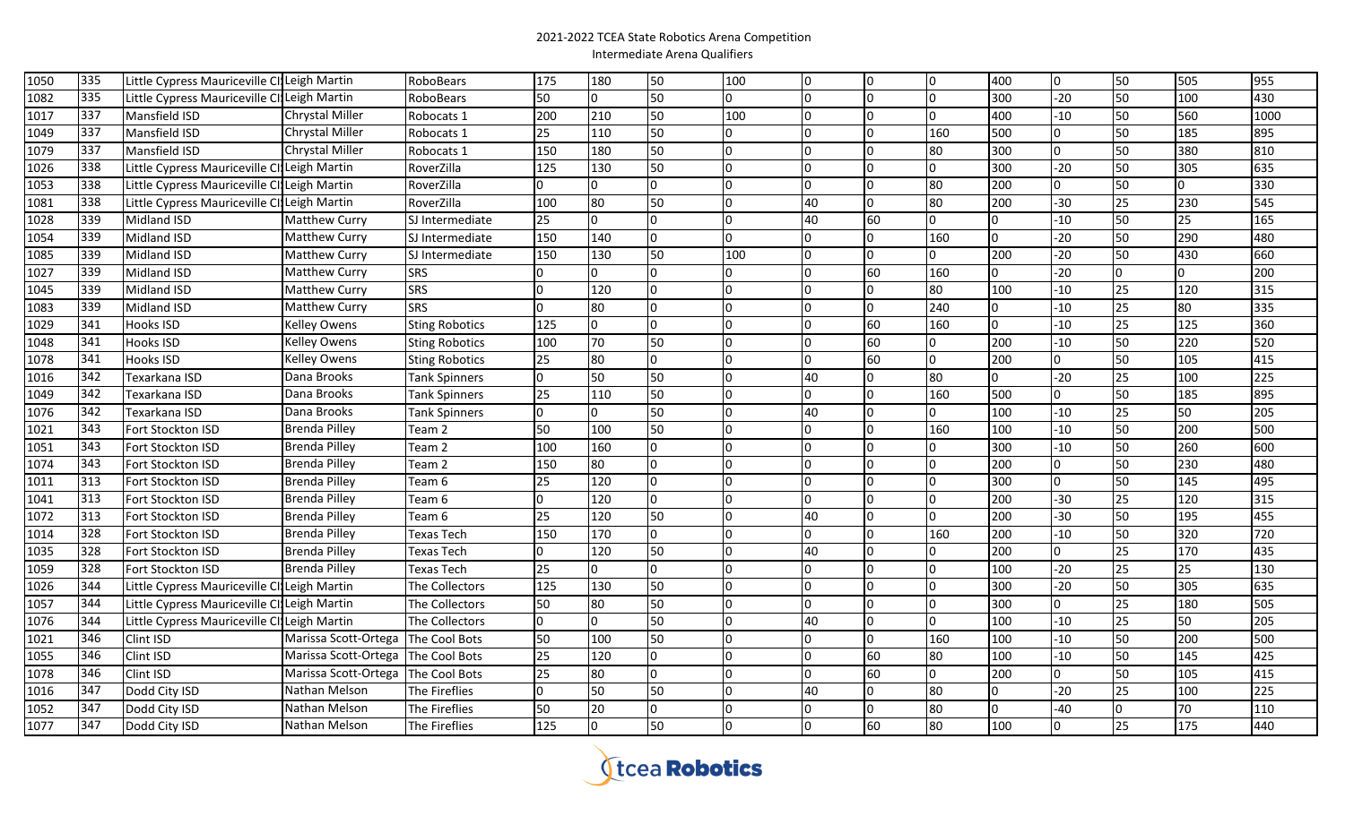2021-2022 TCEA State Robotics Arena Competition
Intermediate Arena Qualifiers

| | | | | | | | | | | | | | | | | |
|---|---|---|---|---|---|---|---|---|---|---|---|---|---|---|---|---|
| 1050 | 335 | Little Cypress Mauriceville CI | Leigh Martin | RoboBears | 175 | 180 | 50 | 100 | 0 | 0 | 0 | 400 | 0 | 50 | 505 | 955 |
| 1082 | 335 | Little Cypress Mauriceville CI | Leigh Martin | RoboBears | 50 | 0 | 50 | 0 | 0 | 0 | 0 | 300 | -20 | 50 | 100 | 430 |
| 1017 | 337 | Mansfield ISD | Chrystal Miller | Robocats 1 | 200 | 210 | 50 | 100 | 0 | 0 | 0 | 400 | -10 | 50 | 560 | 1000 |
| 1049 | 337 | Mansfield ISD | Chrystal Miller | Robocats 1 | 25 | 110 | 50 | 0 | 0 | 0 | 160 | 500 | 0 | 50 | 185 | 895 |
| 1079 | 337 | Mansfield ISD | Chrystal Miller | Robocats 1 | 150 | 180 | 50 | 0 | 0 | 0 | 80 | 300 | 0 | 50 | 380 | 810 |
| 1026 | 338 | Little Cypress Mauriceville CI | Leigh Martin | RoverZilla | 125 | 130 | 50 | 0 | 0 | 0 | 0 | 300 | -20 | 50 | 305 | 635 |
| 1053 | 338 | Little Cypress Mauriceville CI | Leigh Martin | RoverZilla | 0 | 0 | 0 | 0 | 0 | 0 | 80 | 200 | 0 | 50 | 0 | 330 |
| 1081 | 338 | Little Cypress Mauriceville CI | Leigh Martin | RoverZilla | 100 | 80 | 50 | 0 | 40 | 0 | 80 | 200 | -30 | 25 | 230 | 545 |
| 1028 | 339 | Midland ISD | Matthew Curry | SJ Intermediate | 25 | 0 | 0 | 0 | 40 | 60 | 0 | 0 | -10 | 50 | 25 | 165 |
| 1054 | 339 | Midland ISD | Matthew Curry | SJ Intermediate | 150 | 140 | 0 | 0 | 0 | 0 | 160 | 0 | -20 | 50 | 290 | 480 |
| 1085 | 339 | Midland ISD | Matthew Curry | SJ Intermediate | 150 | 130 | 50 | 100 | 0 | 0 | 0 | 200 | -20 | 50 | 430 | 660 |
| 1027 | 339 | Midland ISD | Matthew Curry | SRS | 0 | 0 | 0 | 0 | 0 | 60 | 160 | 0 | -20 | 0 | 0 | 200 |
| 1045 | 339 | Midland ISD | Matthew Curry | SRS | 0 | 120 | 0 | 0 | 0 | 0 | 80 | 100 | -10 | 25 | 120 | 315 |
| 1083 | 339 | Midland ISD | Matthew Curry | SRS | 0 | 80 | 0 | 0 | 0 | 0 | 240 | 0 | -10 | 25 | 80 | 335 |
| 1029 | 341 | Hooks ISD | Kelley Owens | Sting Robotics | 125 | 0 | 0 | 0 | 0 | 60 | 160 | 0 | -10 | 25 | 125 | 360 |
| 1048 | 341 | Hooks ISD | Kelley Owens | Sting Robotics | 100 | 70 | 50 | 0 | 0 | 60 | 0 | 200 | -10 | 50 | 220 | 520 |
| 1078 | 341 | Hooks ISD | Kelley Owens | Sting Robotics | 25 | 80 | 0 | 0 | 0 | 60 | 0 | 200 | 0 | 50 | 105 | 415 |
| 1016 | 342 | Texarkana ISD | Dana Brooks | Tank Spinners | 0 | 50 | 50 | 0 | 40 | 0 | 80 | 0 | -20 | 25 | 100 | 225 |
| 1049 | 342 | Texarkana ISD | Dana Brooks | Tank Spinners | 25 | 110 | 50 | 0 | 0 | 0 | 160 | 500 | 0 | 50 | 185 | 895 |
| 1076 | 342 | Texarkana ISD | Dana Brooks | Tank Spinners | 0 | 0 | 50 | 0 | 40 | 0 | 0 | 100 | -10 | 25 | 50 | 205 |
| 1021 | 343 | Fort Stockton ISD | Brenda Pilley | Team 2 | 50 | 100 | 50 | 0 | 0 | 0 | 160 | 100 | -10 | 50 | 200 | 500 |
| 1051 | 343 | Fort Stockton ISD | Brenda Pilley | Team 2 | 100 | 160 | 0 | 0 | 0 | 0 | 0 | 300 | -10 | 50 | 260 | 600 |
| 1074 | 343 | Fort Stockton ISD | Brenda Pilley | Team 2 | 150 | 80 | 0 | 0 | 0 | 0 | 0 | 200 | 0 | 50 | 230 | 480 |
| 1011 | 313 | Fort Stockton ISD | Brenda Pilley | Team 6 | 25 | 120 | 0 | 0 | 0 | 0 | 0 | 300 | 0 | 50 | 145 | 495 |
| 1041 | 313 | Fort Stockton ISD | Brenda Pilley | Team 6 | 0 | 120 | 0 | 0 | 0 | 0 | 0 | 200 | -30 | 25 | 120 | 315 |
| 1072 | 313 | Fort Stockton ISD | Brenda Pilley | Team 6 | 25 | 120 | 50 | 0 | 40 | 0 | 0 | 200 | -30 | 50 | 195 | 455 |
| 1014 | 328 | Fort Stockton ISD | Brenda Pilley | Texas Tech | 150 | 170 | 0 | 0 | 0 | 0 | 160 | 200 | -10 | 50 | 320 | 720 |
| 1035 | 328 | Fort Stockton ISD | Brenda Pilley | Texas Tech | 0 | 120 | 50 | 0 | 40 | 0 | 0 | 200 | 0 | 25 | 170 | 435 |
| 1059 | 328 | Fort Stockton ISD | Brenda Pilley | Texas Tech | 25 | 0 | 0 | 0 | 0 | 0 | 0 | 100 | -20 | 25 | 25 | 130 |
| 1026 | 344 | Little Cypress Mauriceville CI | Leigh Martin | The Collectors | 125 | 130 | 50 | 0 | 0 | 0 | 0 | 300 | -20 | 50 | 305 | 635 |
| 1057 | 344 | Little Cypress Mauriceville CI | Leigh Martin | The Collectors | 50 | 80 | 50 | 0 | 0 | 0 | 0 | 300 | 0 | 25 | 180 | 505 |
| 1076 | 344 | Little Cypress Mauriceville CI | Leigh Martin | The Collectors | 0 | 0 | 50 | 0 | 40 | 0 | 0 | 100 | -10 | 25 | 50 | 205 |
| 1021 | 346 | Clint ISD | Marissa Scott-Ortega | The Cool Bots | 50 | 100 | 50 | 0 | 0 | 0 | 160 | 100 | -10 | 50 | 200 | 500 |
| 1055 | 346 | Clint ISD | Marissa Scott-Ortega | The Cool Bots | 25 | 120 | 0 | 0 | 0 | 60 | 80 | 100 | -10 | 50 | 145 | 425 |
| 1078 | 346 | Clint ISD | Marissa Scott-Ortega | The Cool Bots | 25 | 80 | 0 | 0 | 0 | 60 | 0 | 200 | 0 | 50 | 105 | 415 |
| 1016 | 347 | Dodd City ISD | Nathan Melson | The Fireflies | 0 | 50 | 50 | 0 | 40 | 0 | 80 | 0 | -20 | 25 | 100 | 225 |
| 1052 | 347 | Dodd City ISD | Nathan Melson | The Fireflies | 50 | 20 | 0 | 0 | 0 | 0 | 80 | 0 | -40 | 0 | 70 | 110 |
| 1077 | 347 | Dodd City ISD | Nathan Melson | The Fireflies | 125 | 0 | 50 | 0 | 0 | 60 | 80 | 100 | 0 | 25 | 175 | 440 |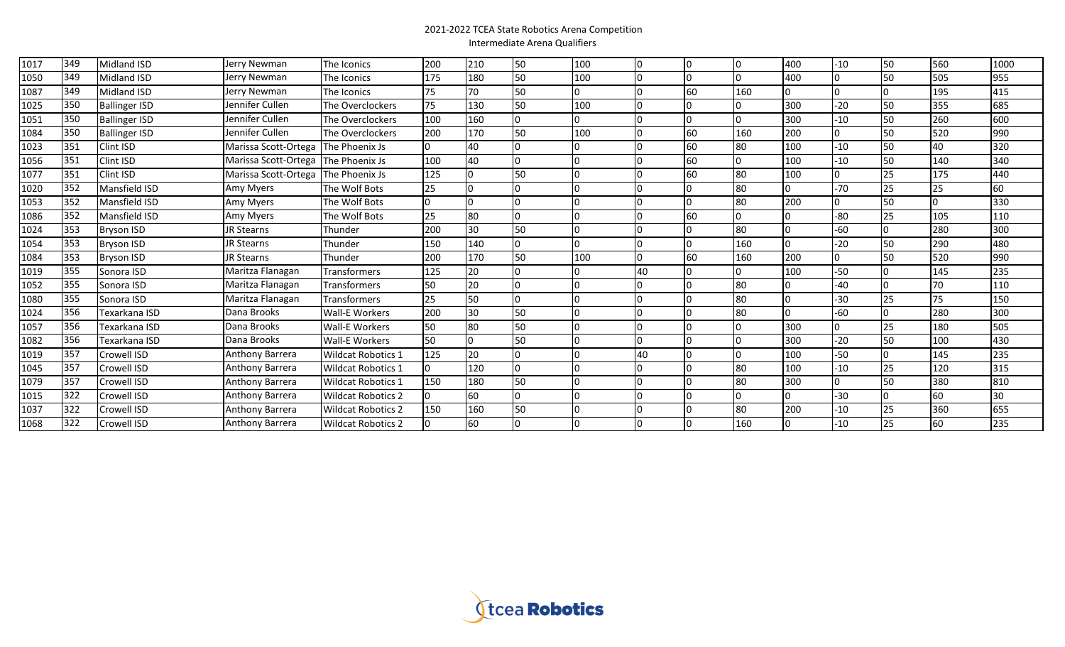2021-2022 TCEA State Robotics Arena Competition

Intermediate Arena Qualifiers

| | | | | | | | | | | | | | | | | | |
|---|---|---|---|---|---|---|---|---|---|---|---|---|---|---|---|---|---|
| 1017 | 349 | Midland ISD | Jerry Newman | The Iconics | 200 | 210 | 50 | 100 | 0 | 0 | 0 | 400 | -10 | 50 | 560 | 1000 |
| 1050 | 349 | Midland ISD | Jerry Newman | The Iconics | 175 | 180 | 50 | 100 | 0 | 0 | 0 | 400 | 0 | 50 | 505 | 955 |
| 1087 | 349 | Midland ISD | Jerry Newman | The Iconics | 75 | 70 | 50 | 0 | 0 | 60 | 160 | 0 | 0 | 0 | 195 | 415 |
| 1025 | 350 | Ballinger ISD | Jennifer Cullen | The Overclockers | 75 | 130 | 50 | 100 | 0 | 0 | 0 | 300 | -20 | 50 | 355 | 685 |
| 1051 | 350 | Ballinger ISD | Jennifer Cullen | The Overclockers | 100 | 160 | 0 | 0 | 0 | 0 | 0 | 300 | -10 | 50 | 260 | 600 |
| 1084 | 350 | Ballinger ISD | Jennifer Cullen | The Overclockers | 200 | 170 | 50 | 100 | 0 | 60 | 160 | 200 | 0 | 50 | 520 | 990 |
| 1023 | 351 | Clint ISD | Marissa Scott-Ortega | The Phoenix Js | 0 | 40 | 0 | 0 | 0 | 60 | 80 | 100 | -10 | 50 | 40 | 320 |
| 1056 | 351 | Clint ISD | Marissa Scott-Ortega | The Phoenix Js | 100 | 40 | 0 | 0 | 0 | 60 | 0 | 100 | -10 | 50 | 140 | 340 |
| 1077 | 351 | Clint ISD | Marissa Scott-Ortega | The Phoenix Js | 125 | 0 | 50 | 0 | 0 | 60 | 80 | 100 | 0 | 25 | 175 | 440 |
| 1020 | 352 | Mansfield ISD | Amy Myers | The Wolf Bots | 25 | 0 | 0 | 0 | 0 | 0 | 80 | 0 | -70 | 25 | 25 | 60 |
| 1053 | 352 | Mansfield ISD | Amy Myers | The Wolf Bots | 0 | 0 | 0 | 0 | 0 | 0 | 80 | 200 | 0 | 50 | 0 | 330 |
| 1086 | 352 | Mansfield ISD | Amy Myers | The Wolf Bots | 25 | 80 | 0 | 0 | 0 | 60 | 0 | 0 | -80 | 25 | 105 | 110 |
| 1024 | 353 | Bryson ISD | JR Stearns | Thunder | 200 | 30 | 50 | 0 | 0 | 0 | 80 | 0 | -60 | 0 | 280 | 300 |
| 1054 | 353 | Bryson ISD | JR Stearns | Thunder | 150 | 140 | 0 | 0 | 0 | 0 | 160 | 0 | -20 | 50 | 290 | 480 |
| 1084 | 353 | Bryson ISD | JR Stearns | Thunder | 200 | 170 | 50 | 100 | 0 | 60 | 160 | 200 | 0 | 50 | 520 | 990 |
| 1019 | 355 | Sonora ISD | Maritza Flanagan | Transformers | 125 | 20 | 0 | 0 | 40 | 0 | 0 | 100 | -50 | 0 | 145 | 235 |
| 1052 | 355 | Sonora ISD | Maritza Flanagan | Transformers | 50 | 20 | 0 | 0 | 0 | 0 | 80 | 0 | -40 | 0 | 70 | 110 |
| 1080 | 355 | Sonora ISD | Maritza Flanagan | Transformers | 25 | 50 | 0 | 0 | 0 | 0 | 80 | 0 | -30 | 25 | 75 | 150 |
| 1024 | 356 | Texarkana ISD | Dana Brooks | Wall-E Workers | 200 | 30 | 50 | 0 | 0 | 0 | 80 | 0 | -60 | 0 | 280 | 300 |
| 1057 | 356 | Texarkana ISD | Dana Brooks | Wall-E Workers | 50 | 80 | 50 | 0 | 0 | 0 | 0 | 300 | 0 | 25 | 180 | 505 |
| 1082 | 356 | Texarkana ISD | Dana Brooks | Wall-E Workers | 50 | 0 | 50 | 0 | 0 | 0 | 0 | 300 | -20 | 50 | 100 | 430 |
| 1019 | 357 | Crowell ISD | Anthony Barrera | Wildcat Robotics 1 | 125 | 20 | 0 | 0 | 40 | 0 | 0 | 100 | -50 | 0 | 145 | 235 |
| 1045 | 357 | Crowell ISD | Anthony Barrera | Wildcat Robotics 1 | 0 | 120 | 0 | 0 | 0 | 0 | 80 | 100 | -10 | 25 | 120 | 315 |
| 1079 | 357 | Crowell ISD | Anthony Barrera | Wildcat Robotics 1 | 150 | 180 | 50 | 0 | 0 | 0 | 80 | 300 | 0 | 50 | 380 | 810 |
| 1015 | 322 | Crowell ISD | Anthony Barrera | Wildcat Robotics 2 | 0 | 60 | 0 | 0 | 0 | 0 | 0 | 0 | -30 | 0 | 60 | 30 |
| 1037 | 322 | Crowell ISD | Anthony Barrera | Wildcat Robotics 2 | 150 | 160 | 50 | 0 | 0 | 0 | 80 | 200 | -10 | 25 | 360 | 655 |
| 1068 | 322 | Crowell ISD | Anthony Barrera | Wildcat Robotics 2 | 0 | 60 | 0 | 0 | 0 | 0 | 160 | 0 | -10 | 25 | 60 | 235 |

tcea Robotics